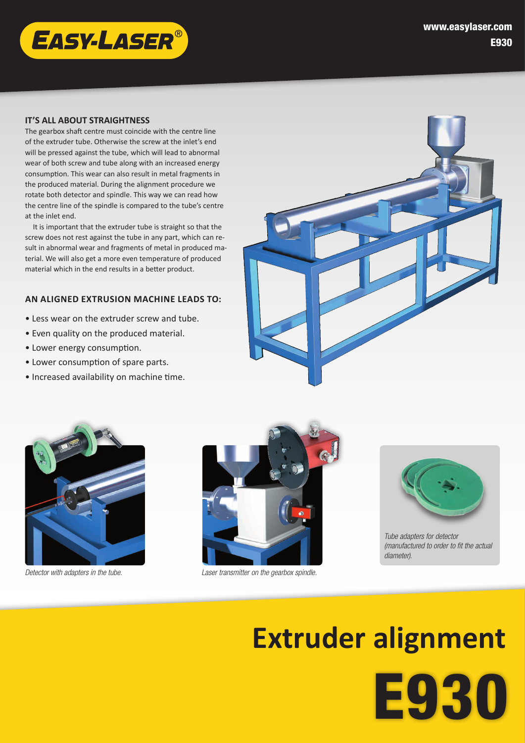# IT'S ALL ABOUT STRAIGHTNESS

The gearbox shaft centre must coincide with the centre line of the extruder tube. Otherwise the screw at the inlet's end will be pressed against the tube, which will lead to abnormal wear of both screw and tube along with an increased energy consumption. This wear can also result in metal fragments in the produced material. During the alignment procedure we rotate both detector and spindle. This way we can read how the centre line of the spindle is compared to the tube's centre at the inlet end.

It is important that the extruder tube is straight so that the screw does not rest against the tube in any part, which can result in abnormal wear and fragments of metal in produced material. We will also get a more even temperature of produced material which in the end results in a better product.

## AN ALIGNED EXTRUSION MACHINE LEADS TO:

- Less wear on the extruder screw and tube.
- Even quality on the produced material.
- Lower energy consumption.
- Lower consumption of spare parts.
- Increased availability on machine time.

*Detector with adapters in the tube.*

*Laser transmitter on the gearbox spindle.*

*Tube adapters for detector (manufactured to order to fit the actual diameter).*

# Extruder alignment

# E930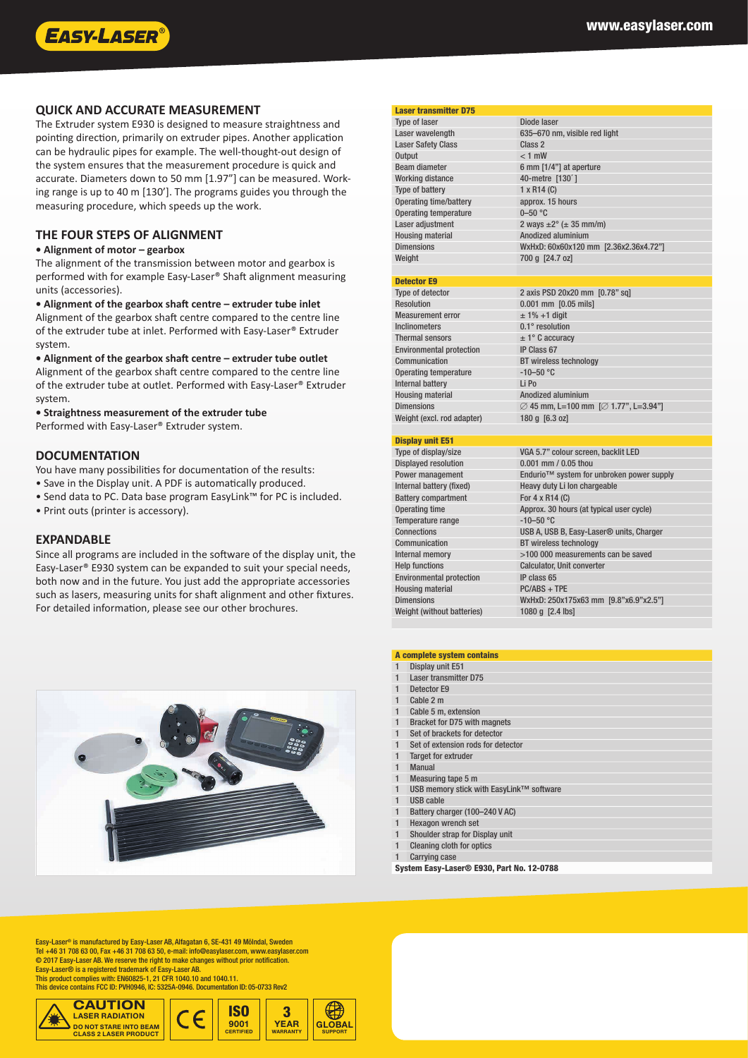## QUICK AND ACCURATE MEASUREMENT

The Extruder system E930 is designed to measure straightness and pointing direction, primarily on extruder pipes. Another application can be hydraulic pipes for example. The well-thought-out design of the system ensures that the measurement procedure is quick and accurate. Diameters down to 50 mm [1.97"] can be measured. Working range is up to 40 m [130']. The programs guides you through the measuring procedure, which speeds up the work.

## THE FOUR STEPS OF ALIGNMENT

**• Alignment of motor – gearbox**

The alignment of the transmission between motor and gearbox is performed with for example Easy-Laser® Shaft alignment measuring units (accessories).

**• Alignment of the gearbox shaft centre – extruder tube inlet**

Alignment of the gearbox shaft centre compared to the centre line of the extruder tube at inlet. Performed with Easy-Laser® Extruder system.

**• Alignment of the gearbox shaft centre – extruder tube outlet**

Alignment of the gearbox shaft centre compared to the centre line of the extruder tube at outlet. Performed with Easy-Laser® Extruder system.

**• Straightness measurement of the extruder tube**

Performed with Easy-Laser® Extruder system.

## DOCUMENTATION

You have many possibilities for documentation of the results:

- Save in the Display unit. A PDF is automatically produced.
- Send data to PC. Data base program EasyLink™ for PC is included.
- Print outs (printer is accessory).

## EXPANDABLE

Since all programs are included in the software of the display unit, the Easy-Laser® E930 system can be expanded to suit your special needs, both now and in the future. You just add the appropriate accessories such as lasers, measuring units for shaft alignment and other fixtures. For detailed information, please see our other brochures.

| Laser transmitter D75 | |
|---|---|
| Type of laser | Diode laser |
| Laser wavelength | 635–670 nm, visible red light |
| Laser Safety Class | Class 2 |
| Output | < 1 mW |
| Beam diameter | 6 mm [1/4"] at aperture |
| Working distance | 40-metre [130´] |
| Type of battery | 1 x R14 (C) |
| Operating time/battery | approx. 15 hours |
| Operating temperature | 0–50 °C |
| Laser adjustment | 2 ways ±2° (± 35 mm/m) |
| Housing material | Anodized aluminium |
| Dimensions | WxHxD: 60x60x120 mm [2.36x2.36x4.72"] |
| Weight | 700 g [24.7 oz] |

| Detector E9 | |
|---|---|
| Type of detector | 2 axis PSD 20x20 mm [0.78" sq] |
| Resolution | 0.001 mm [0.05 mils] |
| Measurement error | ± 1% +1 digit |
| Inclinometers | 0.1° resolution |
| Thermal sensors | ± 1° C accuracy |
| Environmental protection | IP Class 67 |
| Communication | BT wireless technology |
| Operating temperature | -10–50 °C |
| Internal battery | Li Po |
| Housing material | Anodized aluminium |
| Dimensions | ∅ 45 mm, L=100 mm [∅ 1.77", L=3.94"] |
| Weight (excl. rod adapter) | 180 g [6.3 oz] |

| Display unit E51 | |
|---|---|
| Type of display/size | VGA 5.7" colour screen, backlit LED |
| Displayed resolution | 0.001 mm / 0.05 thou |
| Power management | Endurio™ system for unbroken power supply |
| Internal battery (fixed) | Heavy duty Li Ion chargeable |
| Battery compartment | For 4 x R14 (C) |
| Operating time | Approx. 30 hours (at typical user cycle) |
| Temperature range | -10–50 °C |
| Connections | USB A, USB B, Easy-Laser® units, Charger |
| Communication | BT wireless technology |
| Internal memory | >100 000 measurements can be saved |
| Help functions | Calculator, Unit converter |
| Environmental protection | IP class 65 |
| Housing material | PC/ABS + TPE |
| Dimensions | WxHxD: 250x175x63 mm [9.8"x6.9"x2.5"] |
| Weight (without batteries) | 1080 g [2.4 lbs] |

| A complete system contains | |
|---|---|
| 1 | Display unit E51 |
| 1 | Laser transmitter D75 |
| 1 | Detector E9 |
| 1 | Cable 2 m |
| 1 | Cable 5 m, extension |
| 1 | Bracket for D75 with magnets |
| 1 | Set of brackets for detector |
| 1 | Set of extension rods for detector |
| 1 | Target for extruder |
| 1 | Manual |
| 1 | Measuring tape 5 m |
| 1 | USB memory stick with EasyLink™ software |
| 1 | USB cable |
| 1 | Battery charger (100–240 V AC) |
| 1 | Hexagon wrench set |
| 1 | Shoulder strap for Display unit |
| 1 | Cleaning cloth for optics |
| 1 | Carrying case |

**System Easy-Laser® E930, Part No. 12-0788**

Easy-Laser® is manufactured by Easy-Laser AB, Alfagatan 6, SE-431 49 Mölndal, Sweden
Tel +46 31 708 63 00, Fax +46 31 708 63 50, e-mail: info@easylaser.com, www.easylaser.com
© 2017 Easy-Laser AB. We reserve the right to make changes without prior notification.
Easy-Laser® is a registered trademark of Easy-Laser AB.
This product complies with: EN60825-1, 21 CFR 1040.10 and 1040.11.
This device contains FCC ID: PVH0946, IC: 5325A-0946. Documentation ID: 05-0733 Rev2

CAUTION LASER RADIATION DO NOT STARE INTO BEAM CLASS 2 LASER PRODUCT

ISO 9001 CERTIFIED

3 YEAR WARRANTY

GLOBAL SUPPORT